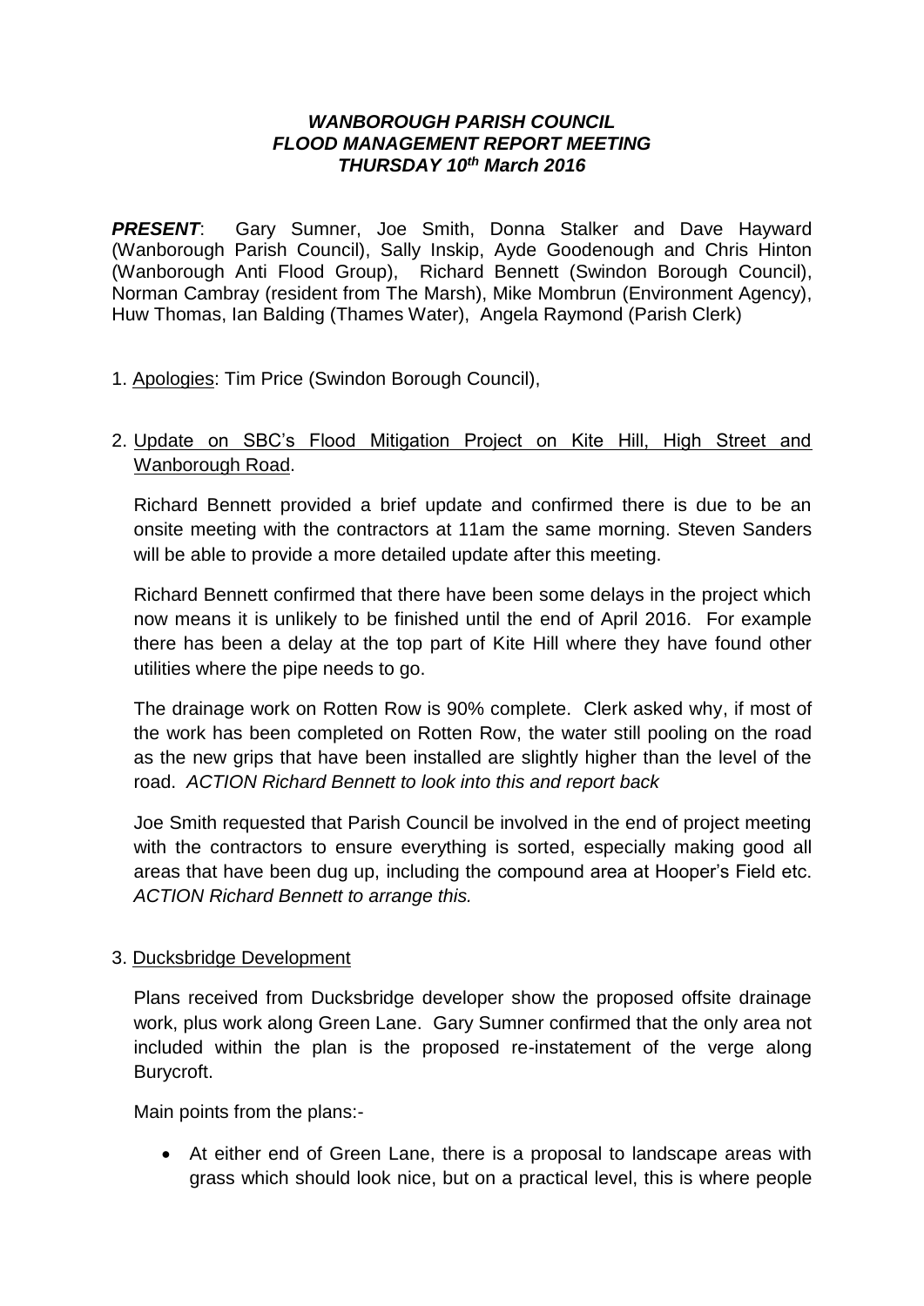***WANBOROUGH PARISH COUNCIL***
***FLOOD MANAGEMENT REPORT MEETING***
***THURSDAY 10th March 2016***

***PRESENT***: Gary Sumner, Joe Smith, Donna Stalker and Dave Hayward (Wanborough Parish Council), Sally Inskip, Ayde Goodenough and Chris Hinton (Wanborough Anti Flood Group), Richard Bennett (Swindon Borough Council), Norman Cambray (resident from The Marsh), Mike Mombrun (Environment Agency), Huw Thomas, Ian Balding (Thames Water), Angela Raymond (Parish Clerk)

1. Apologies: Tim Price (Swindon Borough Council),

2. Update on SBC's Flood Mitigation Project on Kite Hill, High Street and Wanborough Road.

   Richard Bennett provided a brief update and confirmed there is due to be an onsite meeting with the contractors at 11am the same morning. Steven Sanders will be able to provide a more detailed update after this meeting.

   Richard Bennett confirmed that there have been some delays in the project which now means it is unlikely to be finished until the end of April 2016. For example there has been a delay at the top part of Kite Hill where they have found other utilities where the pipe needs to go.

   The drainage work on Rotten Row is 90% complete. Clerk asked why, if most of the work has been completed on Rotten Row, the water still pooling on the road as the new grips that have been installed are slightly higher than the level of the road. *ACTION Richard Bennett to look into this and report back*

   Joe Smith requested that Parish Council be involved in the end of project meeting with the contractors to ensure everything is sorted, especially making good all areas that have been dug up, including the compound area at Hooper's Field etc. *ACTION Richard Bennett to arrange this.*

3. Ducksbridge Development

   Plans received from Ducksbridge developer show the proposed offsite drainage work, plus work along Green Lane. Gary Sumner confirmed that the only area not included within the plan is the proposed re-instatement of the verge along Burycroft.

   Main points from the plans:-

   - At either end of Green Lane, there is a proposal to landscape areas with grass which should look nice, but on a practical level, this is where people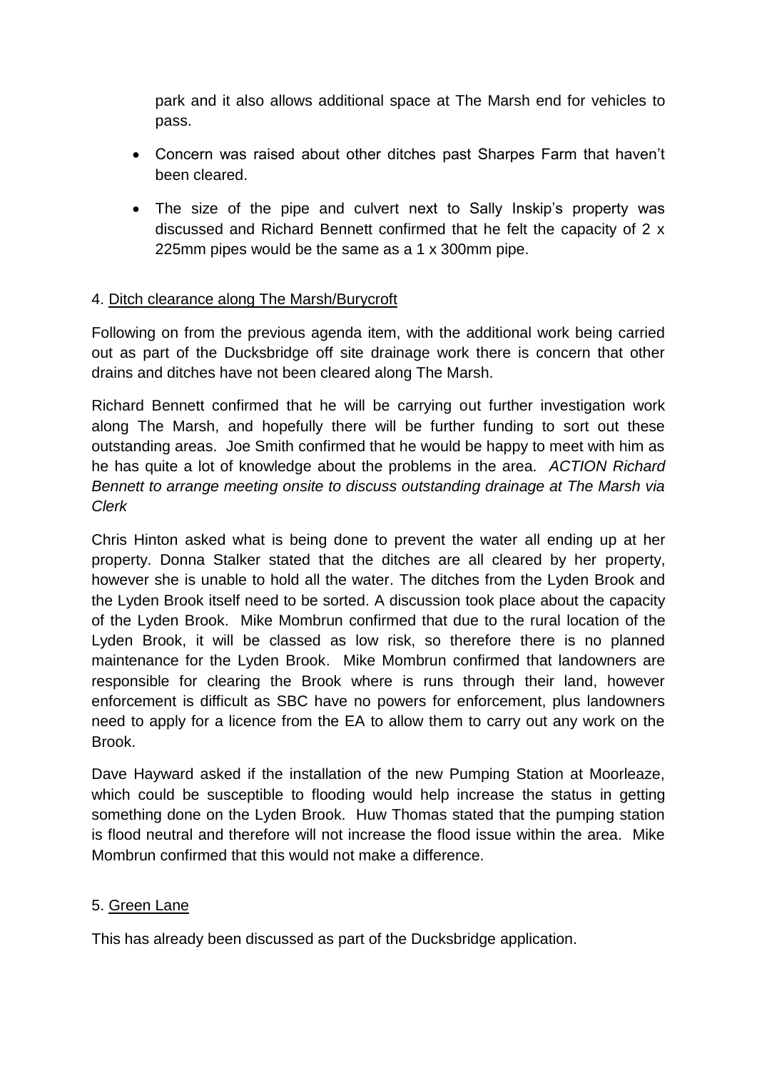park and it also allows additional space at The Marsh end for vehicles to pass.

- Concern was raised about other ditches past Sharpes Farm that haven't been cleared.
- The size of the pipe and culvert next to Sally Inskip's property was discussed and Richard Bennett confirmed that he felt the capacity of 2 x 225mm pipes would be the same as a 1 x 300mm pipe.

4. <u>Ditch clearance along The Marsh/Burycroft</u>

Following on from the previous agenda item, with the additional work being carried out as part of the Ducksbridge off site drainage work there is concern that other drains and ditches have not been cleared along The Marsh.

Richard Bennett confirmed that he will be carrying out further investigation work along The Marsh, and hopefully there will be further funding to sort out these outstanding areas. Joe Smith confirmed that he would be happy to meet with him as he has quite a lot of knowledge about the problems in the area. *ACTION Richard Bennett to arrange meeting onsite to discuss outstanding drainage at The Marsh via Clerk*

Chris Hinton asked what is being done to prevent the water all ending up at her property. Donna Stalker stated that the ditches are all cleared by her property, however she is unable to hold all the water. The ditches from the Lyden Brook and the Lyden Brook itself need to be sorted. A discussion took place about the capacity of the Lyden Brook. Mike Mombrun confirmed that due to the rural location of the Lyden Brook, it will be classed as low risk, so therefore there is no planned maintenance for the Lyden Brook. Mike Mombrun confirmed that landowners are responsible for clearing the Brook where is runs through their land, however enforcement is difficult as SBC have no powers for enforcement, plus landowners need to apply for a licence from the EA to allow them to carry out any work on the Brook.

Dave Hayward asked if the installation of the new Pumping Station at Moorleaze, which could be susceptible to flooding would help increase the status in getting something done on the Lyden Brook. Huw Thomas stated that the pumping station is flood neutral and therefore will not increase the flood issue within the area. Mike Mombrun confirmed that this would not make a difference.

5. <u>Green Lane</u>

This has already been discussed as part of the Ducksbridge application.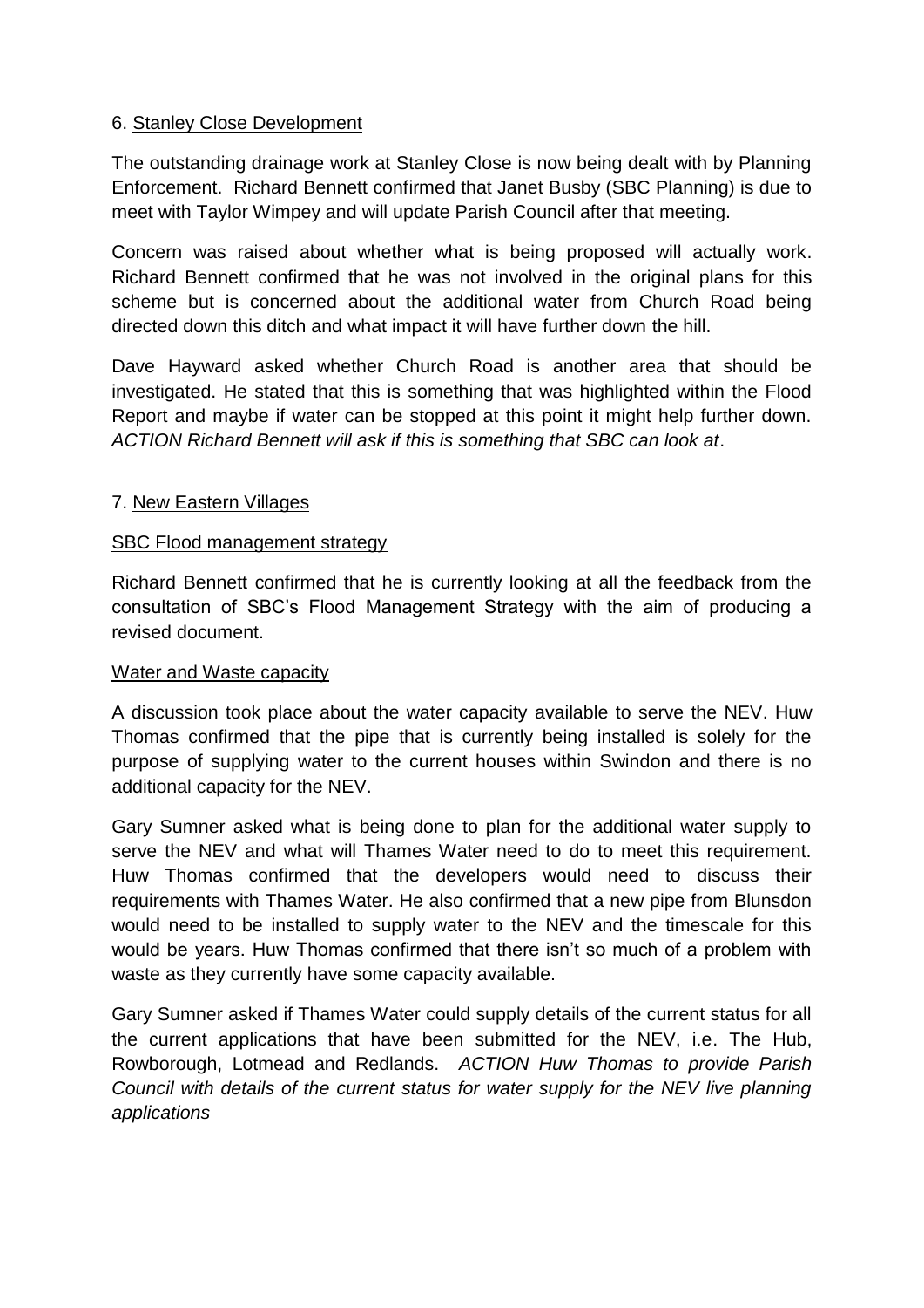6. Stanley Close Development

The outstanding drainage work at Stanley Close is now being dealt with by Planning Enforcement. Richard Bennett confirmed that Janet Busby (SBC Planning) is due to meet with Taylor Wimpey and will update Parish Council after that meeting.

Concern was raised about whether what is being proposed will actually work. Richard Bennett confirmed that he was not involved in the original plans for this scheme but is concerned about the additional water from Church Road being directed down this ditch and what impact it will have further down the hill.

Dave Hayward asked whether Church Road is another area that should be investigated. He stated that this is something that was highlighted within the Flood Report and maybe if water can be stopped at this point it might help further down. *ACTION Richard Bennett will ask if this is something that SBC can look at*.

7. New Eastern Villages

SBC Flood management strategy

Richard Bennett confirmed that he is currently looking at all the feedback from the consultation of SBC's Flood Management Strategy with the aim of producing a revised document.

Water and Waste capacity

A discussion took place about the water capacity available to serve the NEV. Huw Thomas confirmed that the pipe that is currently being installed is solely for the purpose of supplying water to the current houses within Swindon and there is no additional capacity for the NEV.

Gary Sumner asked what is being done to plan for the additional water supply to serve the NEV and what will Thames Water need to do to meet this requirement. Huw Thomas confirmed that the developers would need to discuss their requirements with Thames Water. He also confirmed that a new pipe from Blunsdon would need to be installed to supply water to the NEV and the timescale for this would be years. Huw Thomas confirmed that there isn't so much of a problem with waste as they currently have some capacity available.

Gary Sumner asked if Thames Water could supply details of the current status for all the current applications that have been submitted for the NEV, i.e. The Hub, Rowborough, Lotmead and Redlands. *ACTION Huw Thomas to provide Parish Council with details of the current status for water supply for the NEV live planning applications*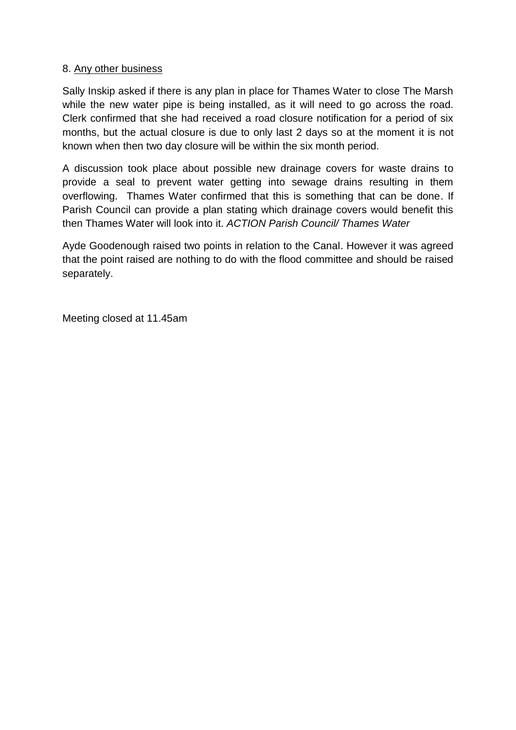8. Any other business

Sally Inskip asked if there is any plan in place for Thames Water to close The Marsh while the new water pipe is being installed, as it will need to go across the road. Clerk confirmed that she had received a road closure notification for a period of six months, but the actual closure is due to only last 2 days so at the moment it is not known when then two day closure will be within the six month period.

A discussion took place about possible new drainage covers for waste drains to provide a seal to prevent water getting into sewage drains resulting in them overflowing. Thames Water confirmed that this is something that can be done. If Parish Council can provide a plan stating which drainage covers would benefit this then Thames Water will look into it. *ACTION Parish Council/ Thames Water*

Ayde Goodenough raised two points in relation to the Canal. However it was agreed that the point raised are nothing to do with the flood committee and should be raised separately.

Meeting closed at 11.45am